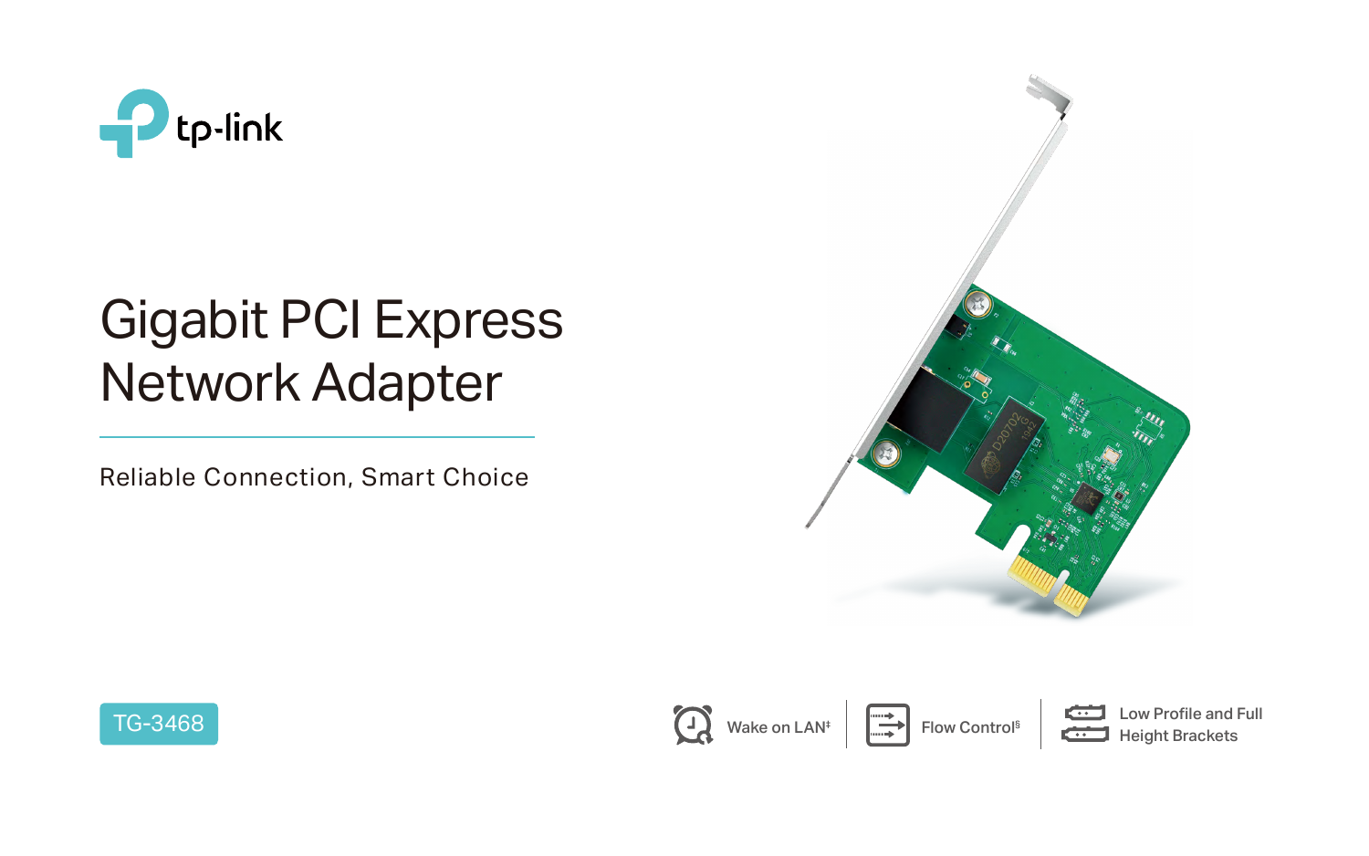tp-link

# Gigabit PCI Express Network Adapter

Reliable Connection, Smart Choice

TG-3468

Wake on LAN‡

Flow Control§

Low Profile and Full Height Brackets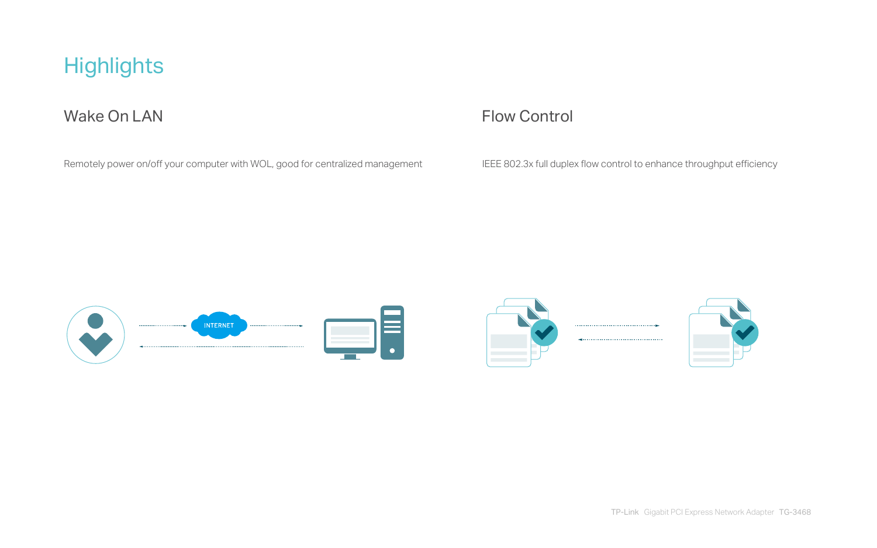# Highlights

## Wake On LAN

Remotely power on/off your computer with WOL, good for centralized management

## Flow Control

IEEE 802.3x full duplex flow control to enhance throughput efficiency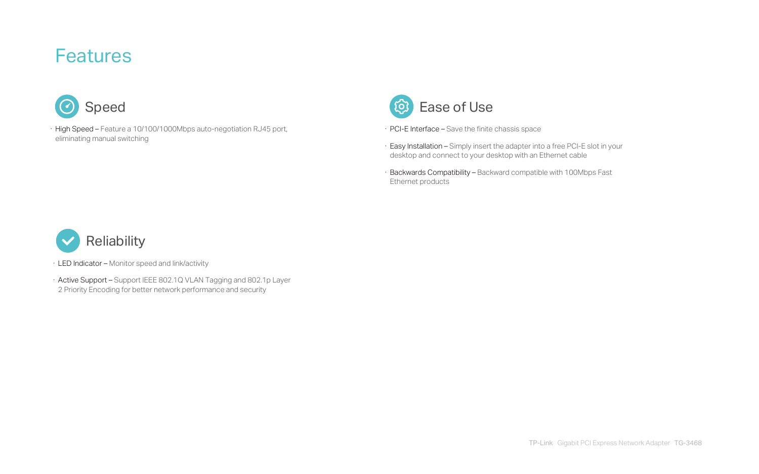# Features

## Speed

- **High Speed –** Feature a 10/100/1000Mbps auto-negotiation RJ45 port, eliminating manual switching

## Ease of Use

- **PCI-E Interface –** Save the finite chassis space
- **Easy Installation –** Simply insert the adapter into a free PCI-E slot in your desktop and connect to your desktop with an Ethernet cable
- **Backwards Compatibility –** Backward compatible with 100Mbps Fast Ethernet products

## Reliability

- **LED Indicator –** Monitor speed and link/activity
- **Active Support –** Support IEEE 802.1Q VLAN Tagging and 802.1p Layer 2 Priority Encoding for better network performance and security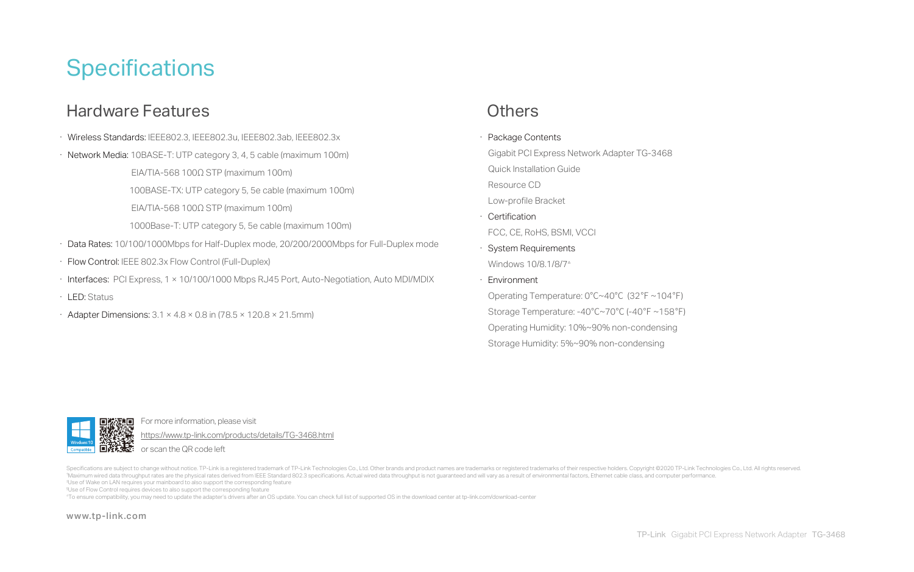# Specifications

## Hardware Features

- Wireless Standards: IEEE802.3, IEEE802.3u, IEEE802.3ab, IEEE802.3x
- Network Media: 10BASE-T: UTP category 3, 4, 5 cable (maximum 100m)
  EIA/TIA-568 100Ω STP (maximum 100m)
  100BASE-TX: UTP category 5, 5e cable (maximum 100m)
  EIA/TIA-568 100Ω STP (maximum 100m)
  1000Base-T: UTP category 5, 5e cable (maximum 100m)
- Data Rates: 10/100/1000Mbps for Half-Duplex mode, 20/200/2000Mbps for Full-Duplex mode
- Flow Control: IEEE 802.3x Flow Control (Full-Duplex)
- Interfaces: PCI Express, 1 × 10/100/1000 Mbps RJ45 Port, Auto-Negotiation, Auto MDI/MDIX
- LED: Status
- Adapter Dimensions: 3.1 × 4.8 × 0.8 in (78.5 × 120.8 × 21.5mm)

## Others

- Package Contents
  Gigabit PCI Express Network Adapter TG-3468
  Quick Installation Guide
  Resource CD
  Low-profile Bracket
- Certification
  FCC, CE, RoHS, BSMI, VCCI
- System Requirements
  Windows 10/8.1/8/7[△]
- Environment
  Operating Temperature: 0℃~40℃ (32℉ ~104℉)
  Storage Temperature: -40℃~70℃ (-40℉ ~158℉)
  Operating Humidity: 10%~90% non-condensing
  Storage Humidity: 5%~90% non-condensing

For more information, please visit
https://www.tp-link.com/products/details/TG-3468.html
or scan the QR code left

Specifications are subject to change without notice. TP-Link is a registered trademark of TP-Link Technologies Co., Ltd. Other brands and product names are trademarks or registered trademarks of their respective holders. Copyright ©2020 TP-Link Technologies Co., Ltd. All rights reserved.
[1]Maximum wired data throughput rates are the physical rates derived from IEEE Standard 802.3 specifications. Actual wired data throughput is not guaranteed and will vary as a result of environmental factors, Ethernet cable class, and computer performance.
[2]Use of Wake on LAN requires your mainboard to also support the corresponding feature
[3]Use of Flow Control requires devices to also support the corresponding feature
[△]To ensure compatibility, you may need to update the adapter's drivers after an OS update. You can check full list of supported OS in the download center at tp-link.com/download-center

www.tp-link.com